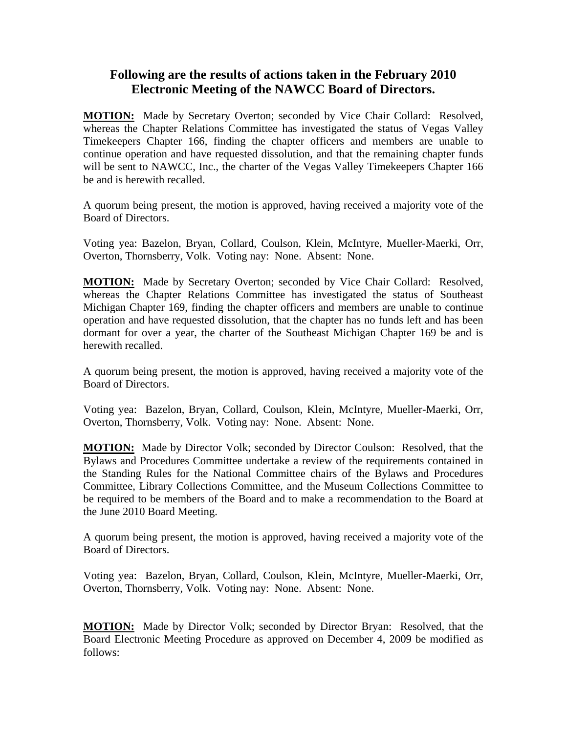## Following are the results of actions taken in the February 2010 Electronic Meeting of the NAWCC Board of Directors.

**MOTION:** Made by Secretary Overton; seconded by Vice Chair Collard: Resolved, whereas the Chapter Relations Committee has investigated the status of Vegas Valley Timekeepers Chapter 166, finding the chapter officers and members are unable to continue operation and have requested dissolution, and that the remaining chapter funds will be sent to NAWCC, Inc., the charter of the Vegas Valley Timekeepers Chapter 166 be and is herewith recalled.

A quorum being present, the motion is approved, having received a majority vote of the Board of Directors.

Voting yea: Bazelon, Bryan, Collard, Coulson, Klein, McIntyre, Mueller-Maerki, Orr, Overton, Thornsberry, Volk. Voting nay: None. Absent: None.

**MOTION:** Made by Secretary Overton; seconded by Vice Chair Collard: Resolved, whereas the Chapter Relations Committee has investigated the status of Southeast Michigan Chapter 169, finding the chapter officers and members are unable to continue operation and have requested dissolution, that the chapter has no funds left and has been dormant for over a year, the charter of the Southeast Michigan Chapter 169 be and is herewith recalled.

A quorum being present, the motion is approved, having received a majority vote of the Board of Directors.

Voting yea: Bazelon, Bryan, Collard, Coulson, Klein, McIntyre, Mueller-Maerki, Orr, Overton, Thornsberry, Volk. Voting nay: None. Absent: None.

**MOTION:** Made by Director Volk; seconded by Director Coulson: Resolved, that the Bylaws and Procedures Committee undertake a review of the requirements contained in the Standing Rules for the National Committee chairs of the Bylaws and Procedures Committee, Library Collections Committee, and the Museum Collections Committee to be required to be members of the Board and to make a recommendation to the Board at the June 2010 Board Meeting.

A quorum being present, the motion is approved, having received a majority vote of the Board of Directors.

Voting yea: Bazelon, Bryan, Collard, Coulson, Klein, McIntyre, Mueller-Maerki, Orr, Overton, Thornsberry, Volk. Voting nay: None. Absent: None.

**MOTION:** Made by Director Volk; seconded by Director Bryan: Resolved, that the Board Electronic Meeting Procedure as approved on December 4, 2009 be modified as follows: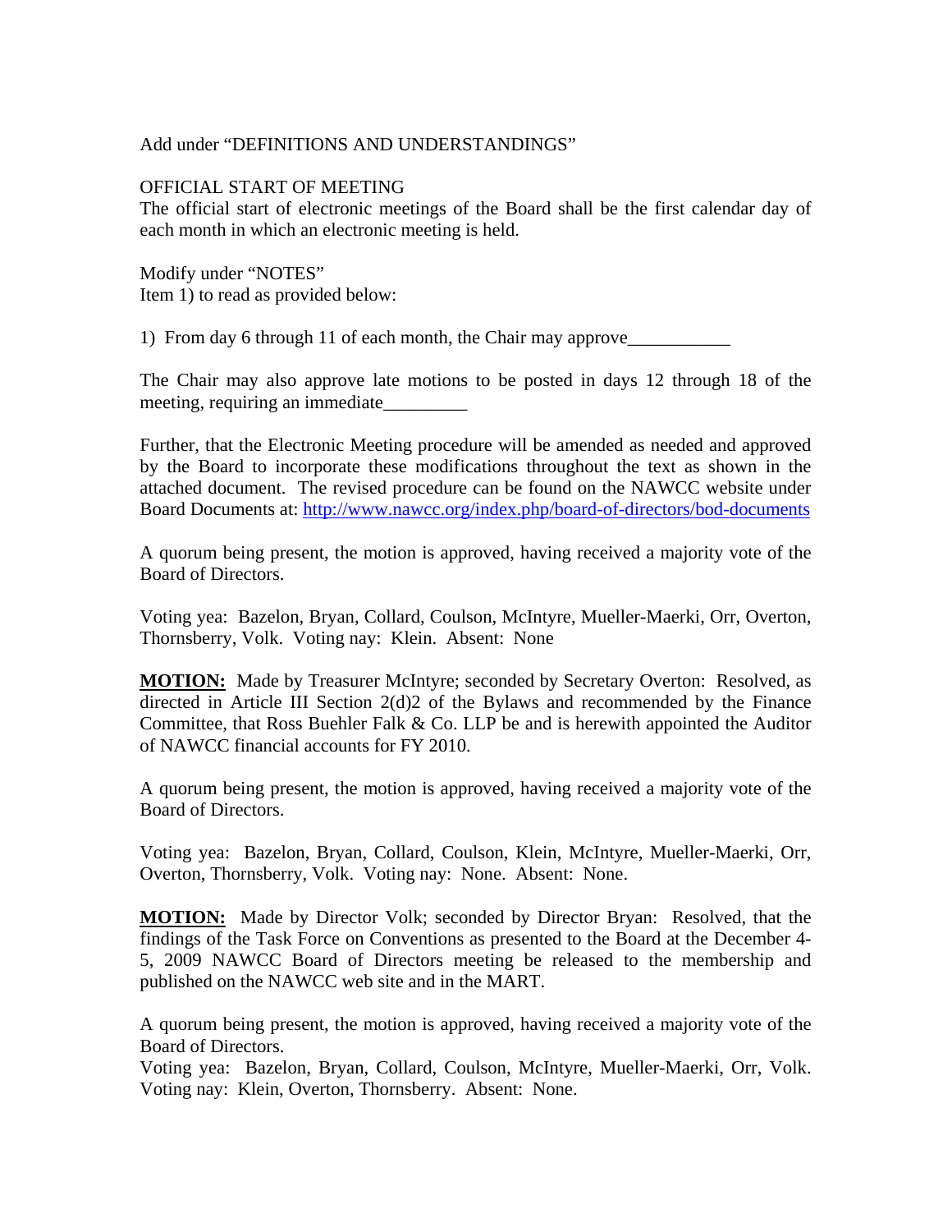Add under "DEFINITIONS AND UNDERSTANDINGS"

OFFICIAL START OF MEETING
The official start of electronic meetings of the Board shall be the first calendar day of each month in which an electronic meeting is held.

Modify under "NOTES"
Item 1) to read as provided below:

1) From day 6 through 11 of each month, the Chair may approve___________

The Chair may also approve late motions to be posted in days 12 through 18 of the meeting, requiring an immediate_________

Further, that the Electronic Meeting procedure will be amended as needed and approved by the Board to incorporate these modifications throughout the text as shown in the attached document. The revised procedure can be found on the NAWCC website under Board Documents at: http://www.nawcc.org/index.php/board-of-directors/bod-documents

A quorum being present, the motion is approved, having received a majority vote of the Board of Directors.

Voting yea: Bazelon, Bryan, Collard, Coulson, McIntyre, Mueller-Maerki, Orr, Overton, Thornsberry, Volk. Voting nay: Klein. Absent: None

**MOTION:** Made by Treasurer McIntyre; seconded by Secretary Overton: Resolved, as directed in Article III Section 2(d)2 of the Bylaws and recommended by the Finance Committee, that Ross Buehler Falk & Co. LLP be and is herewith appointed the Auditor of NAWCC financial accounts for FY 2010.

A quorum being present, the motion is approved, having received a majority vote of the Board of Directors.

Voting yea: Bazelon, Bryan, Collard, Coulson, Klein, McIntyre, Mueller-Maerki, Orr, Overton, Thornsberry, Volk. Voting nay: None. Absent: None.

**MOTION:** Made by Director Volk; seconded by Director Bryan: Resolved, that the findings of the Task Force on Conventions as presented to the Board at the December 4-5, 2009 NAWCC Board of Directors meeting be released to the membership and published on the NAWCC web site and in the MART.

A quorum being present, the motion is approved, having received a majority vote of the Board of Directors.
Voting yea: Bazelon, Bryan, Collard, Coulson, McIntyre, Mueller-Maerki, Orr, Volk. Voting nay: Klein, Overton, Thornsberry. Absent: None.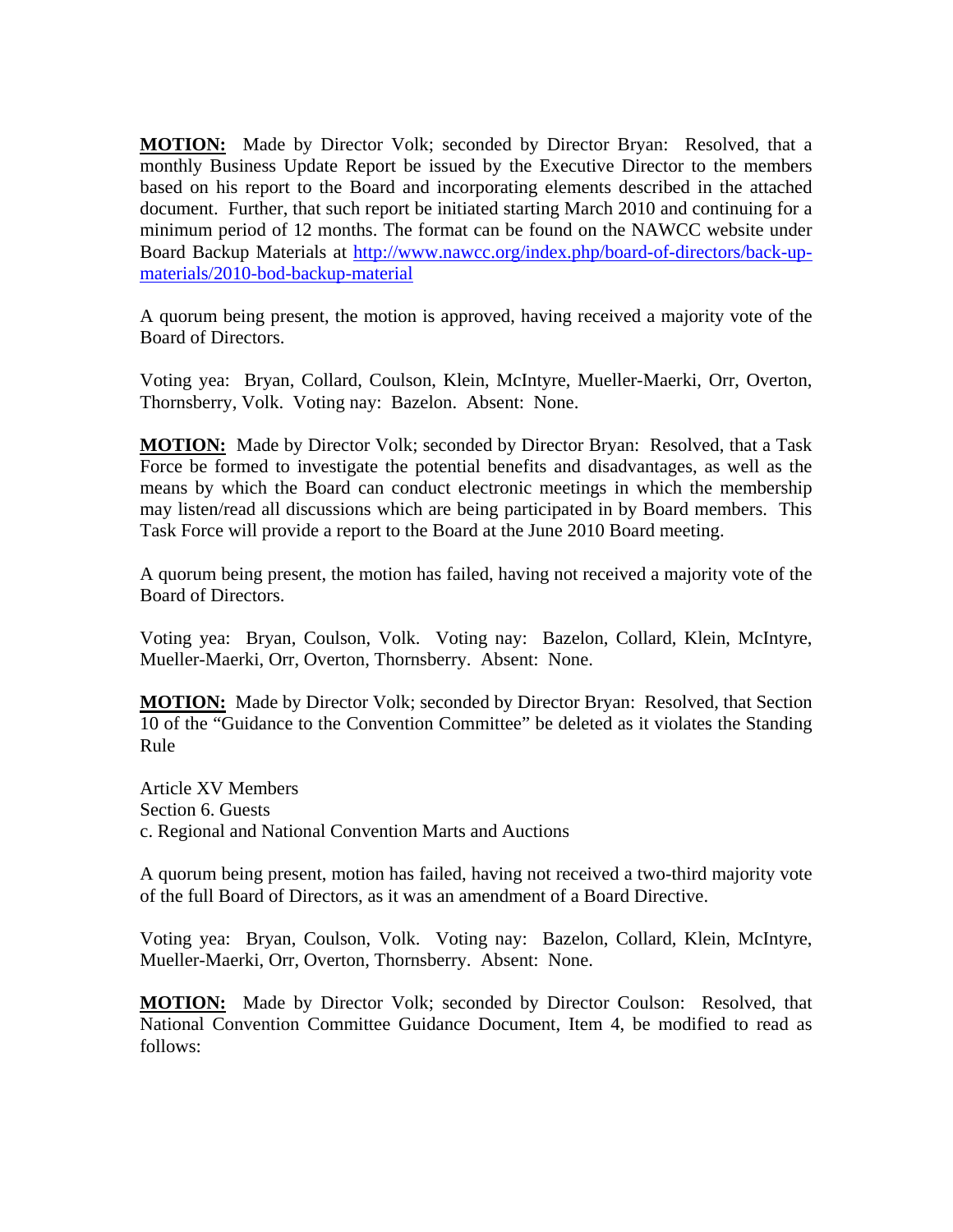**MOTION:** Made by Director Volk; seconded by Director Bryan: Resolved, that a monthly Business Update Report be issued by the Executive Director to the members based on his report to the Board and incorporating elements described in the attached document. Further, that such report be initiated starting March 2010 and continuing for a minimum period of 12 months. The format can be found on the NAWCC website under Board Backup Materials at [http://www.nawcc.org/index.php/board-of-directors/back-up-materials/2010-bod-backup-material](http://www.nawcc.org/index.php/board-of-directors/back-up-materials/2010-bod-backup-material)

A quorum being present, the motion is approved, having received a majority vote of the Board of Directors.

Voting yea: Bryan, Collard, Coulson, Klein, McIntyre, Mueller-Maerki, Orr, Overton, Thornsberry, Volk. Voting nay: Bazelon. Absent: None.

**MOTION:** Made by Director Volk; seconded by Director Bryan: Resolved, that a Task Force be formed to investigate the potential benefits and disadvantages, as well as the means by which the Board can conduct electronic meetings in which the membership may listen/read all discussions which are being participated in by Board members. This Task Force will provide a report to the Board at the June 2010 Board meeting.

A quorum being present, the motion has failed, having not received a majority vote of the Board of Directors.

Voting yea: Bryan, Coulson, Volk. Voting nay: Bazelon, Collard, Klein, McIntyre, Mueller-Maerki, Orr, Overton, Thornsberry. Absent: None.

**MOTION:** Made by Director Volk; seconded by Director Bryan: Resolved, that Section 10 of the "Guidance to the Convention Committee" be deleted as it violates the Standing Rule

Article XV Members
Section 6. Guests
c. Regional and National Convention Marts and Auctions

A quorum being present, motion has failed, having not received a two-third majority vote of the full Board of Directors, as it was an amendment of a Board Directive.

Voting yea: Bryan, Coulson, Volk. Voting nay: Bazelon, Collard, Klein, McIntyre, Mueller-Maerki, Orr, Overton, Thornsberry. Absent: None.

**MOTION:** Made by Director Volk; seconded by Director Coulson: Resolved, that National Convention Committee Guidance Document, Item 4, be modified to read as follows: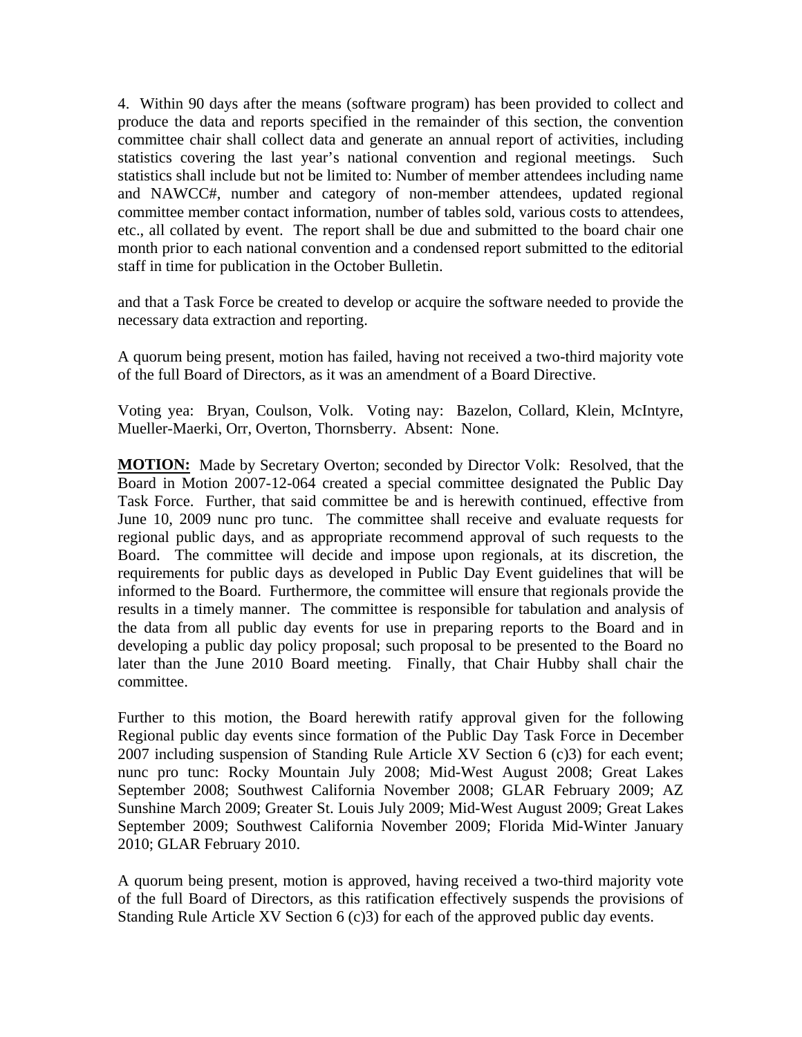4. Within 90 days after the means (software program) has been provided to collect and produce the data and reports specified in the remainder of this section, the convention committee chair shall collect data and generate an annual report of activities, including statistics covering the last year's national convention and regional meetings. Such statistics shall include but not be limited to: Number of member attendees including name and NAWCC#, number and category of non-member attendees, updated regional committee member contact information, number of tables sold, various costs to attendees, etc., all collated by event. The report shall be due and submitted to the board chair one month prior to each national convention and a condensed report submitted to the editorial staff in time for publication in the October Bulletin.

and that a Task Force be created to develop or acquire the software needed to provide the necessary data extraction and reporting.

A quorum being present, motion has failed, having not received a two-third majority vote of the full Board of Directors, as it was an amendment of a Board Directive.

Voting yea: Bryan, Coulson, Volk. Voting nay: Bazelon, Collard, Klein, McIntyre, Mueller-Maerki, Orr, Overton, Thornsberry. Absent: None.

**MOTION:** Made by Secretary Overton; seconded by Director Volk: Resolved, that the Board in Motion 2007-12-064 created a special committee designated the Public Day Task Force. Further, that said committee be and is herewith continued, effective from June 10, 2009 nunc pro tunc. The committee shall receive and evaluate requests for regional public days, and as appropriate recommend approval of such requests to the Board. The committee will decide and impose upon regionals, at its discretion, the requirements for public days as developed in Public Day Event guidelines that will be informed to the Board. Furthermore, the committee will ensure that regionals provide the results in a timely manner. The committee is responsible for tabulation and analysis of the data from all public day events for use in preparing reports to the Board and in developing a public day policy proposal; such proposal to be presented to the Board no later than the June 2010 Board meeting. Finally, that Chair Hubby shall chair the committee.

Further to this motion, the Board herewith ratify approval given for the following Regional public day events since formation of the Public Day Task Force in December 2007 including suspension of Standing Rule Article XV Section 6 (c)3) for each event; nunc pro tunc: Rocky Mountain July 2008; Mid-West August 2008; Great Lakes September 2008; Southwest California November 2008; GLAR February 2009; AZ Sunshine March 2009; Greater St. Louis July 2009; Mid-West August 2009; Great Lakes September 2009; Southwest California November 2009; Florida Mid-Winter January 2010; GLAR February 2010.

A quorum being present, motion is approved, having received a two-third majority vote of the full Board of Directors, as this ratification effectively suspends the provisions of Standing Rule Article XV Section 6 (c)3) for each of the approved public day events.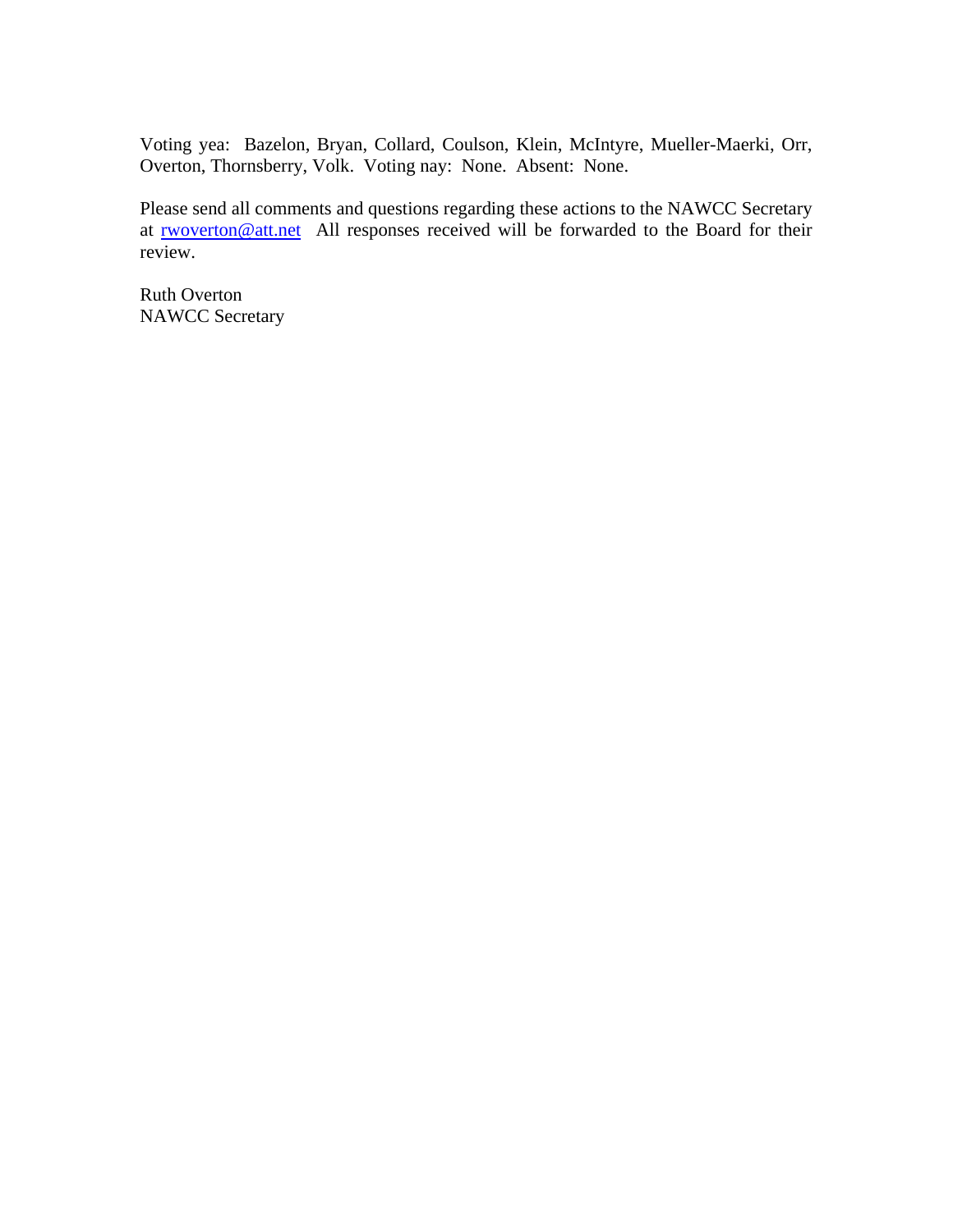Voting yea: Bazelon, Bryan, Collard, Coulson, Klein, McIntyre, Mueller-Maerki, Orr, Overton, Thornsberry, Volk. Voting nay: None. Absent: None.

Please send all comments and questions regarding these actions to the NAWCC Secretary at rwoverton@att.net All responses received will be forwarded to the Board for their review.

Ruth Overton
NAWCC Secretary